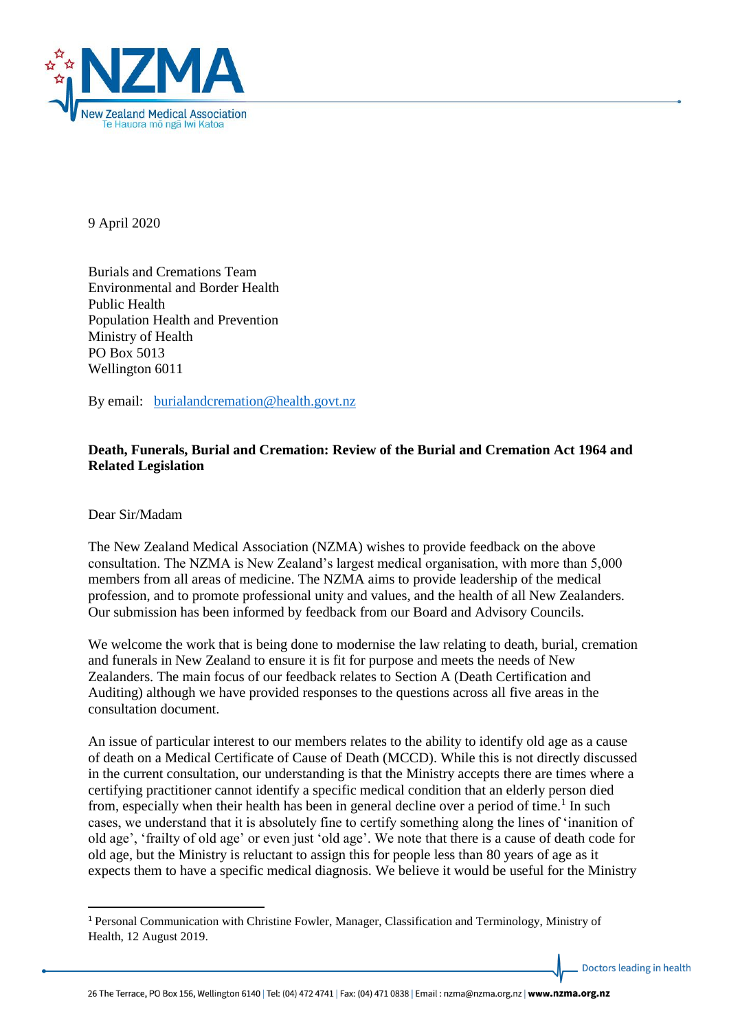9 April 2020

Burials and Cremations Team
Environmental and Border Health
Public Health
Population Health and Prevention
Ministry of Health
PO Box 5013
Wellington 6011

By email: burialandcremation@health.govt.nz

**Death, Funerals, Burial and Cremation: Review of the Burial and Cremation Act 1964 and Related Legislation**

Dear Sir/Madam

The New Zealand Medical Association (NZMA) wishes to provide feedback on the above consultation. The NZMA is New Zealand's largest medical organisation, with more than 5,000 members from all areas of medicine. The NZMA aims to provide leadership of the medical profession, and to promote professional unity and values, and the health of all New Zealanders. Our submission has been informed by feedback from our Board and Advisory Councils.

We welcome the work that is being done to modernise the law relating to death, burial, cremation and funerals in New Zealand to ensure it is fit for purpose and meets the needs of New Zealanders. The main focus of our feedback relates to Section A (Death Certification and Auditing) although we have provided responses to the questions across all five areas in the consultation document.

An issue of particular interest to our members relates to the ability to identify old age as a cause of death on a Medical Certificate of Cause of Death (MCCD). While this is not directly discussed in the current consultation, our understanding is that the Ministry accepts there are times where a certifying practitioner cannot identify a specific medical condition that an elderly person died from, especially when their health has been in general decline over a period of time.[1] In such cases, we understand that it is absolutely fine to certify something along the lines of 'inanition of old age', 'frailty of old age' or even just 'old age'. We note that there is a cause of death code for old age, but the Ministry is reluctant to assign this for people less than 80 years of age as it expects them to have a specific medical diagnosis. We believe it would be useful for the Ministry

[1] Personal Communication with Christine Fowler, Manager, Classification and Terminology, Ministry of Health, 12 August 2019.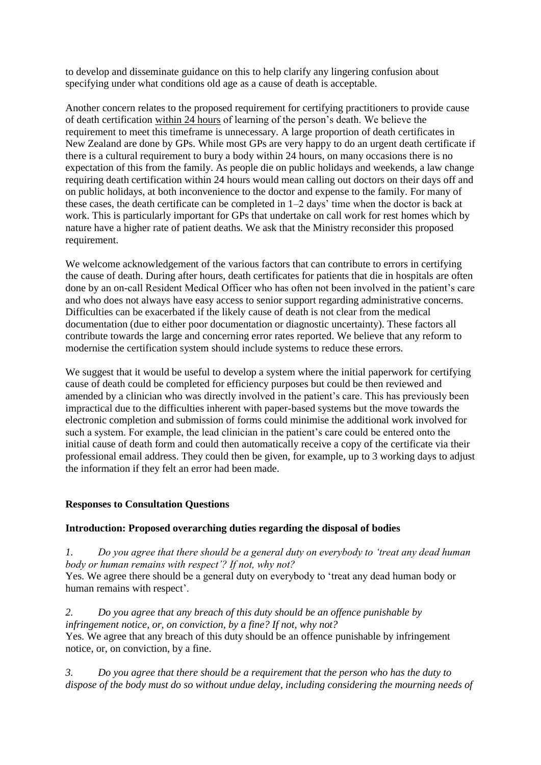to develop and disseminate guidance on this to help clarify any lingering confusion about specifying under what conditions old age as a cause of death is acceptable.

Another concern relates to the proposed requirement for certifying practitioners to provide cause of death certification <u>within 24 hours</u> of learning of the person's death. We believe the requirement to meet this timeframe is unnecessary. A large proportion of death certificates in New Zealand are done by GPs. While most GPs are very happy to do an urgent death certificate if there is a cultural requirement to bury a body within 24 hours, on many occasions there is no expectation of this from the family. As people die on public holidays and weekends, a law change requiring death certification within 24 hours would mean calling out doctors on their days off and on public holidays, at both inconvenience to the doctor and expense to the family. For many of these cases, the death certificate can be completed in 1–2 days' time when the doctor is back at work. This is particularly important for GPs that undertake on call work for rest homes which by nature have a higher rate of patient deaths. We ask that the Ministry reconsider this proposed requirement.

We welcome acknowledgement of the various factors that can contribute to errors in certifying the cause of death. During after hours, death certificates for patients that die in hospitals are often done by an on-call Resident Medical Officer who has often not been involved in the patient's care and who does not always have easy access to senior support regarding administrative concerns. Difficulties can be exacerbated if the likely cause of death is not clear from the medical documentation (due to either poor documentation or diagnostic uncertainty). These factors all contribute towards the large and concerning error rates reported. We believe that any reform to modernise the certification system should include systems to reduce these errors.

We suggest that it would be useful to develop a system where the initial paperwork for certifying cause of death could be completed for efficiency purposes but could be then reviewed and amended by a clinician who was directly involved in the patient's care. This has previously been impractical due to the difficulties inherent with paper-based systems but the move towards the electronic completion and submission of forms could minimise the additional work involved for such a system. For example, the lead clinician in the patient's care could be entered onto the initial cause of death form and could then automatically receive a copy of the certificate via their professional email address. They could then be given, for example, up to 3 working days to adjust the information if they felt an error had been made.

**Responses to Consultation Questions**

**Introduction: Proposed overarching duties regarding the disposal of bodies**

*1. Do you agree that there should be a general duty on everybody to 'treat any dead human body or human remains with respect'? If not, why not?*

Yes. We agree there should be a general duty on everybody to 'treat any dead human body or human remains with respect'.

*2. Do you agree that any breach of this duty should be an offence punishable by infringement notice, or, on conviction, by a fine? If not, why not?*

Yes. We agree that any breach of this duty should be an offence punishable by infringement notice, or, on conviction, by a fine.

*3. Do you agree that there should be a requirement that the person who has the duty to dispose of the body must do so without undue delay, including considering the mourning needs of*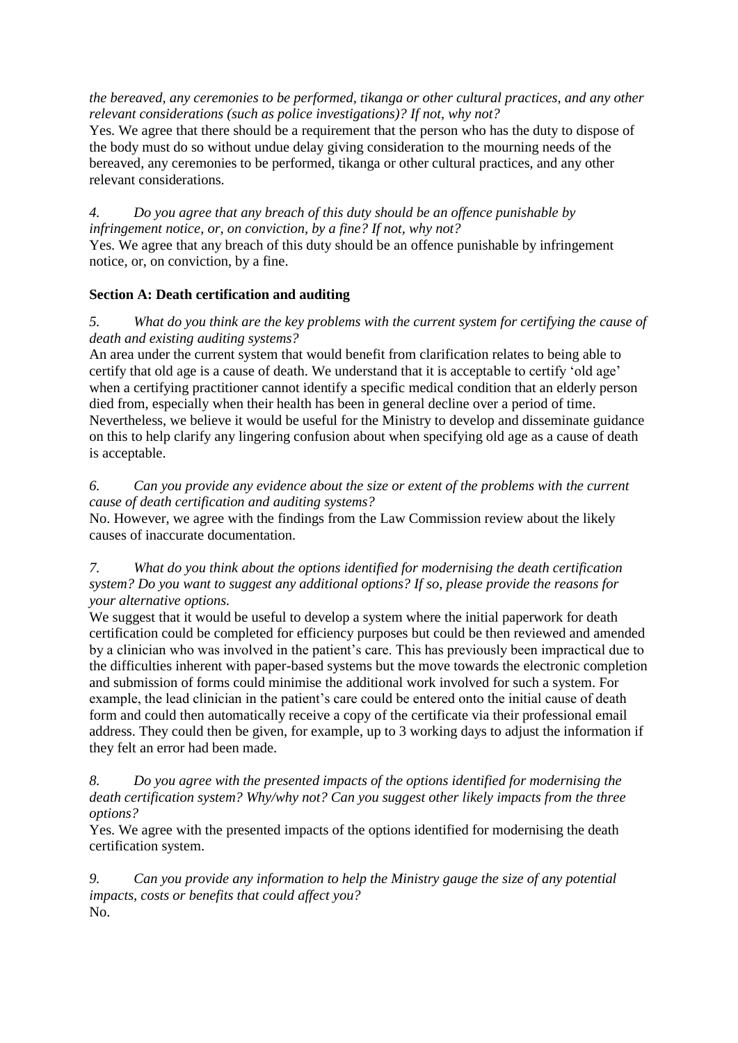*the bereaved, any ceremonies to be performed, tikanga or other cultural practices, and any other relevant considerations (such as police investigations)? If not, why not?*

Yes. We agree that there should be a requirement that the person who has the duty to dispose of the body must do so without undue delay giving consideration to the mourning needs of the bereaved, any ceremonies to be performed, tikanga or other cultural practices, and any other relevant considerations.

*4. Do you agree that any breach of this duty should be an offence punishable by infringement notice, or, on conviction, by a fine? If not, why not?*

Yes. We agree that any breach of this duty should be an offence punishable by infringement notice, or, on conviction, by a fine.

**Section A: Death certification and auditing**

*5. What do you think are the key problems with the current system for certifying the cause of death and existing auditing systems?*

An area under the current system that would benefit from clarification relates to being able to certify that old age is a cause of death. We understand that it is acceptable to certify 'old age' when a certifying practitioner cannot identify a specific medical condition that an elderly person died from, especially when their health has been in general decline over a period of time. Nevertheless, we believe it would be useful for the Ministry to develop and disseminate guidance on this to help clarify any lingering confusion about when specifying old age as a cause of death is acceptable.

*6. Can you provide any evidence about the size or extent of the problems with the current cause of death certification and auditing systems?*

No. However, we agree with the findings from the Law Commission review about the likely causes of inaccurate documentation.

*7. What do you think about the options identified for modernising the death certification system? Do you want to suggest any additional options? If so, please provide the reasons for your alternative options.*

We suggest that it would be useful to develop a system where the initial paperwork for death certification could be completed for efficiency purposes but could be then reviewed and amended by a clinician who was involved in the patient's care. This has previously been impractical due to the difficulties inherent with paper-based systems but the move towards the electronic completion and submission of forms could minimise the additional work involved for such a system. For example, the lead clinician in the patient's care could be entered onto the initial cause of death form and could then automatically receive a copy of the certificate via their professional email address. They could then be given, for example, up to 3 working days to adjust the information if they felt an error had been made.

*8. Do you agree with the presented impacts of the options identified for modernising the death certification system? Why/why not? Can you suggest other likely impacts from the three options?*

Yes. We agree with the presented impacts of the options identified for modernising the death certification system.

*9. Can you provide any information to help the Ministry gauge the size of any potential impacts, costs or benefits that could affect you?*

No.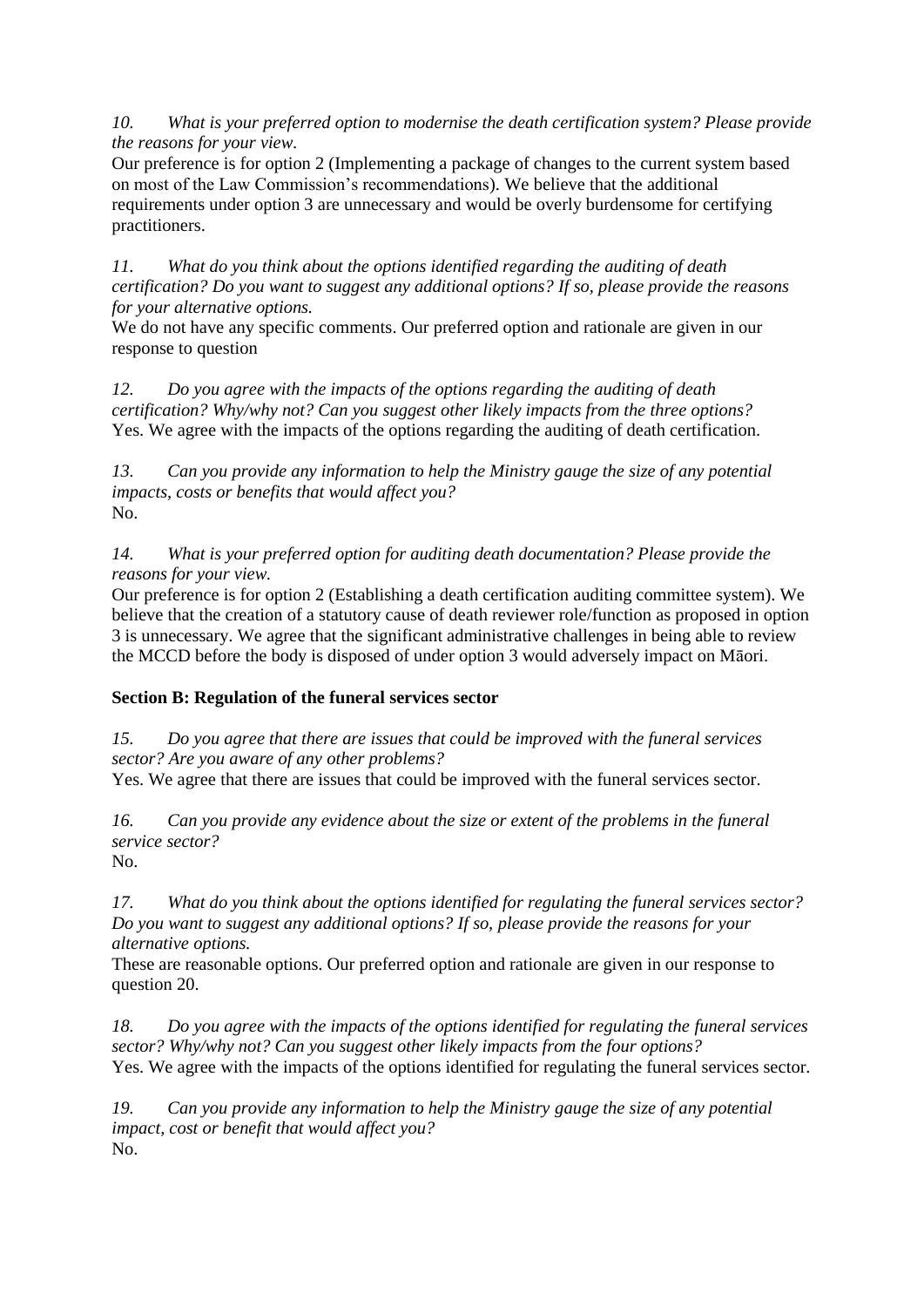*10. What is your preferred option to modernise the death certification system? Please provide the reasons for your view.*
Our preference is for option 2 (Implementing a package of changes to the current system based on most of the Law Commission's recommendations). We believe that the additional requirements under option 3 are unnecessary and would be overly burdensome for certifying practitioners.

*11. What do you think about the options identified regarding the auditing of death certification? Do you want to suggest any additional options? If so, please provide the reasons for your alternative options.*
We do not have any specific comments. Our preferred option and rationale are given in our response to question

*12. Do you agree with the impacts of the options regarding the auditing of death certification? Why/why not? Can you suggest other likely impacts from the three options?*
Yes. We agree with the impacts of the options regarding the auditing of death certification.

*13. Can you provide any information to help the Ministry gauge the size of any potential impacts, costs or benefits that would affect you?*
No.

*14. What is your preferred option for auditing death documentation? Please provide the reasons for your view.*
Our preference is for option 2 (Establishing a death certification auditing committee system). We believe that the creation of a statutory cause of death reviewer role/function as proposed in option 3 is unnecessary. We agree that the significant administrative challenges in being able to review the MCCD before the body is disposed of under option 3 would adversely impact on Māori.

**Section B: Regulation of the funeral services sector**

*15. Do you agree that there are issues that could be improved with the funeral services sector? Are you aware of any other problems?*
Yes. We agree that there are issues that could be improved with the funeral services sector.

*16. Can you provide any evidence about the size or extent of the problems in the funeral service sector?*
No.

*17. What do you think about the options identified for regulating the funeral services sector? Do you want to suggest any additional options? If so, please provide the reasons for your alternative options.*
These are reasonable options. Our preferred option and rationale are given in our response to question 20.

*18. Do you agree with the impacts of the options identified for regulating the funeral services sector? Why/why not? Can you suggest other likely impacts from the four options?*
Yes. We agree with the impacts of the options identified for regulating the funeral services sector.

*19. Can you provide any information to help the Ministry gauge the size of any potential impact, cost or benefit that would affect you?*
No.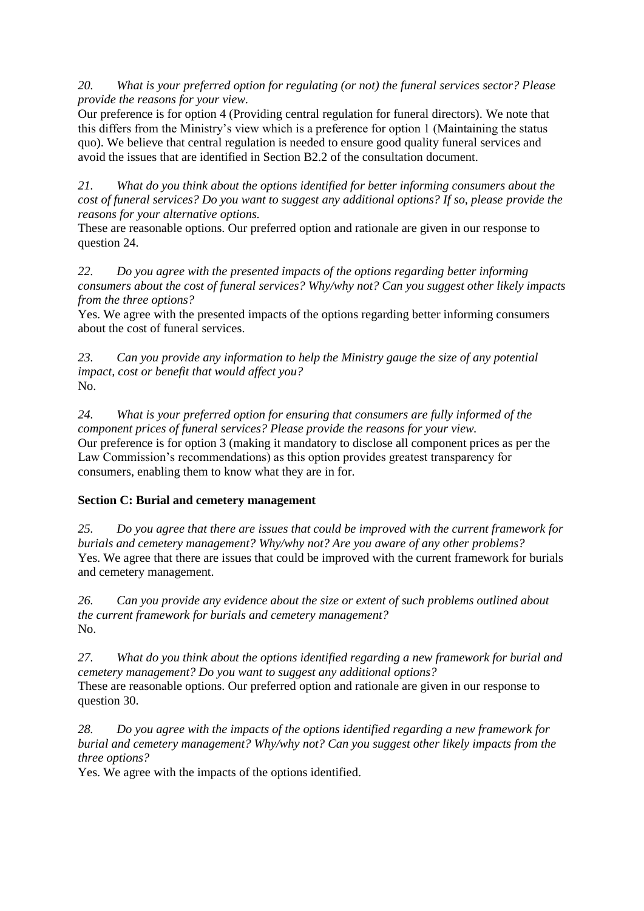*20. What is your preferred option for regulating (or not) the funeral services sector? Please provide the reasons for your view.*

Our preference is for option 4 (Providing central regulation for funeral directors). We note that this differs from the Ministry's view which is a preference for option 1 (Maintaining the status quo). We believe that central regulation is needed to ensure good quality funeral services and avoid the issues that are identified in Section B2.2 of the consultation document.

*21. What do you think about the options identified for better informing consumers about the cost of funeral services? Do you want to suggest any additional options? If so, please provide the reasons for your alternative options.*

These are reasonable options. Our preferred option and rationale are given in our response to question 24.

*22. Do you agree with the presented impacts of the options regarding better informing consumers about the cost of funeral services? Why/why not? Can you suggest other likely impacts from the three options?*

Yes. We agree with the presented impacts of the options regarding better informing consumers about the cost of funeral services.

*23. Can you provide any information to help the Ministry gauge the size of any potential impact, cost or benefit that would affect you?*

No.

*24. What is your preferred option for ensuring that consumers are fully informed of the component prices of funeral services? Please provide the reasons for your view.*

Our preference is for option 3 (making it mandatory to disclose all component prices as per the Law Commission's recommendations) as this option provides greatest transparency for consumers, enabling them to know what they are in for.

**Section C: Burial and cemetery management**

*25. Do you agree that there are issues that could be improved with the current framework for burials and cemetery management? Why/why not? Are you aware of any other problems?*

Yes. We agree that there are issues that could be improved with the current framework for burials and cemetery management.

*26. Can you provide any evidence about the size or extent of such problems outlined about the current framework for burials and cemetery management?*

No.

*27. What do you think about the options identified regarding a new framework for burial and cemetery management? Do you want to suggest any additional options?*

These are reasonable options. Our preferred option and rationale are given in our response to question 30.

*28. Do you agree with the impacts of the options identified regarding a new framework for burial and cemetery management? Why/why not? Can you suggest other likely impacts from the three options?*

Yes. We agree with the impacts of the options identified.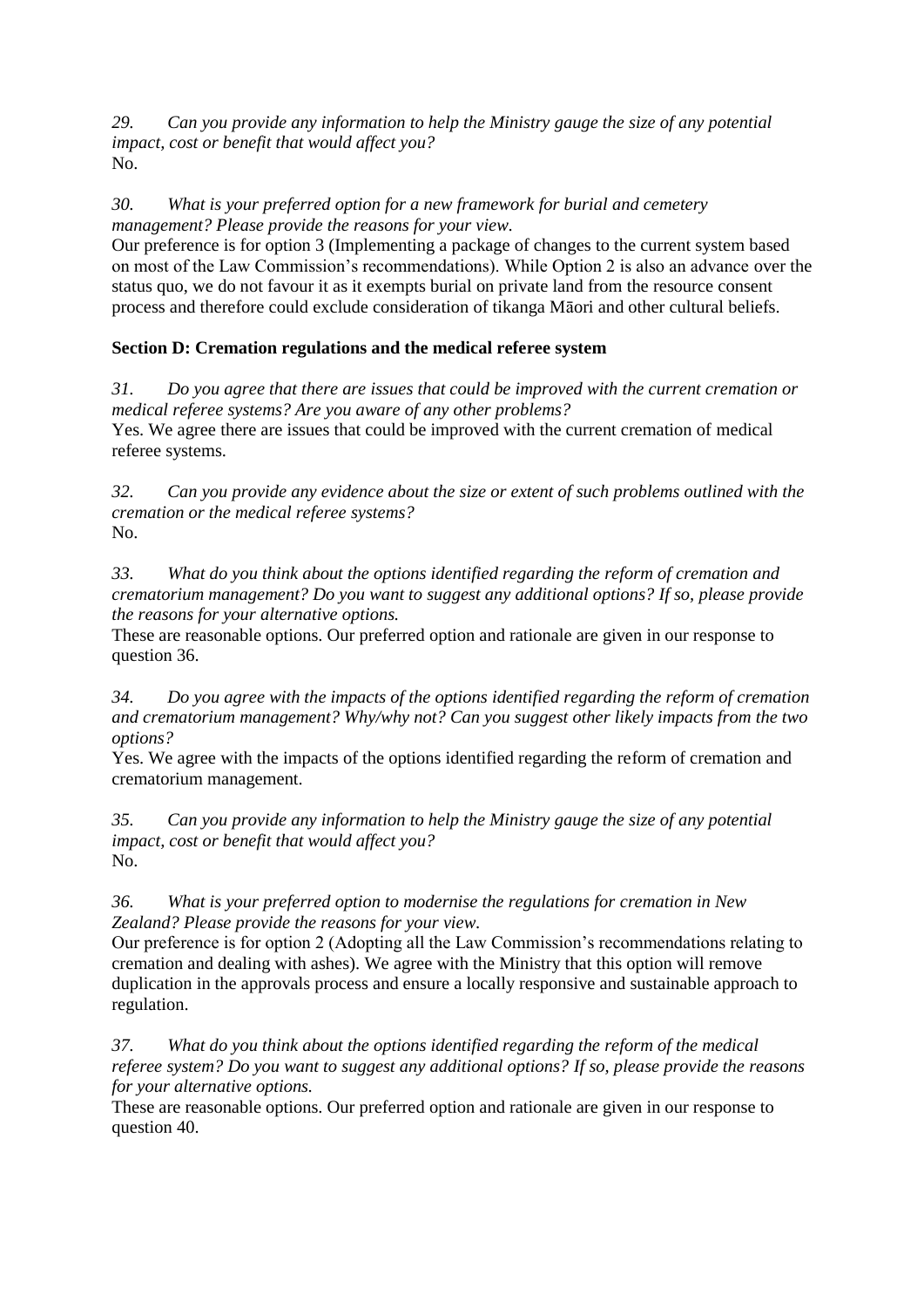*29. Can you provide any information to help the Ministry gauge the size of any potential impact, cost or benefit that would affect you?*
No.

*30. What is your preferred option for a new framework for burial and cemetery management? Please provide the reasons for your view.*
Our preference is for option 3 (Implementing a package of changes to the current system based on most of the Law Commission's recommendations). While Option 2 is also an advance over the status quo, we do not favour it as it exempts burial on private land from the resource consent process and therefore could exclude consideration of tikanga Māori and other cultural beliefs.

**Section D: Cremation regulations and the medical referee system**

*31. Do you agree that there are issues that could be improved with the current cremation or medical referee systems? Are you aware of any other problems?*
Yes. We agree there are issues that could be improved with the current cremation of medical referee systems.

*32. Can you provide any evidence about the size or extent of such problems outlined with the cremation or the medical referee systems?*
No.

*33. What do you think about the options identified regarding the reform of cremation and crematorium management? Do you want to suggest any additional options? If so, please provide the reasons for your alternative options.*
These are reasonable options. Our preferred option and rationale are given in our response to question 36.

*34. Do you agree with the impacts of the options identified regarding the reform of cremation and crematorium management? Why/why not? Can you suggest other likely impacts from the two options?*
Yes. We agree with the impacts of the options identified regarding the reform of cremation and crematorium management.

*35. Can you provide any information to help the Ministry gauge the size of any potential impact, cost or benefit that would affect you?*
No.

*36. What is your preferred option to modernise the regulations for cremation in New Zealand? Please provide the reasons for your view.*
Our preference is for option 2 (Adopting all the Law Commission's recommendations relating to cremation and dealing with ashes). We agree with the Ministry that this option will remove duplication in the approvals process and ensure a locally responsive and sustainable approach to regulation.

*37. What do you think about the options identified regarding the reform of the medical referee system? Do you want to suggest any additional options? If so, please provide the reasons for your alternative options.*
These are reasonable options. Our preferred option and rationale are given in our response to question 40.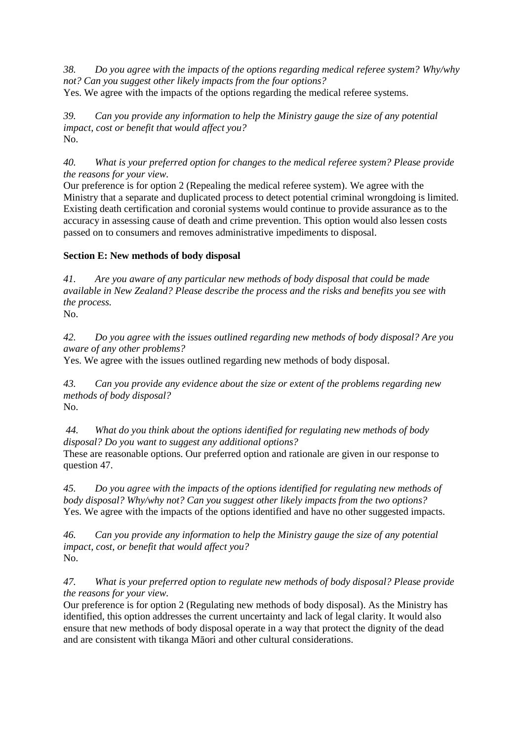*38. Do you agree with the impacts of the options regarding medical referee system? Why/why not? Can you suggest other likely impacts from the four options?*
Yes. We agree with the impacts of the options regarding the medical referee systems.

*39. Can you provide any information to help the Ministry gauge the size of any potential impact, cost or benefit that would affect you?*
No.

*40. What is your preferred option for changes to the medical referee system? Please provide the reasons for your view.*
Our preference is for option 2 (Repealing the medical referee system). We agree with the Ministry that a separate and duplicated process to detect potential criminal wrongdoing is limited. Existing death certification and coronial systems would continue to provide assurance as to the accuracy in assessing cause of death and crime prevention. This option would also lessen costs passed on to consumers and removes administrative impediments to disposal.

**Section E: New methods of body disposal**

*41. Are you aware of any particular new methods of body disposal that could be made available in New Zealand? Please describe the process and the risks and benefits you see with the process.*
No.

*42. Do you agree with the issues outlined regarding new methods of body disposal? Are you aware of any other problems?*
Yes. We agree with the issues outlined regarding new methods of body disposal.

*43. Can you provide any evidence about the size or extent of the problems regarding new methods of body disposal?*
No.

*44. What do you think about the options identified for regulating new methods of body disposal? Do you want to suggest any additional options?*
These are reasonable options. Our preferred option and rationale are given in our response to question 47.

*45. Do you agree with the impacts of the options identified for regulating new methods of body disposal? Why/why not? Can you suggest other likely impacts from the two options?*
Yes. We agree with the impacts of the options identified and have no other suggested impacts.

*46. Can you provide any information to help the Ministry gauge the size of any potential impact, cost, or benefit that would affect you?*
No.

*47. What is your preferred option to regulate new methods of body disposal? Please provide the reasons for your view.*
Our preference is for option 2 (Regulating new methods of body disposal). As the Ministry has identified, this option addresses the current uncertainty and lack of legal clarity. It would also ensure that new methods of body disposal operate in a way that protect the dignity of the dead and are consistent with tikanga Māori and other cultural considerations.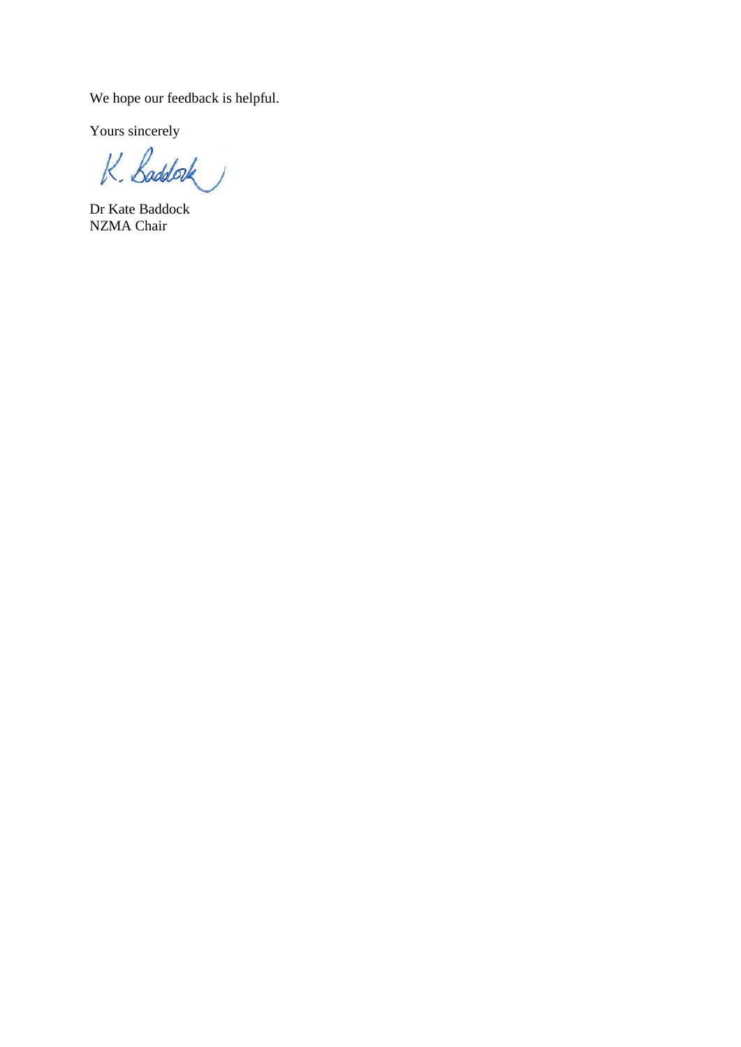We hope our feedback is helpful.

Yours sincerely

Dr Kate Baddock
NZMA Chair